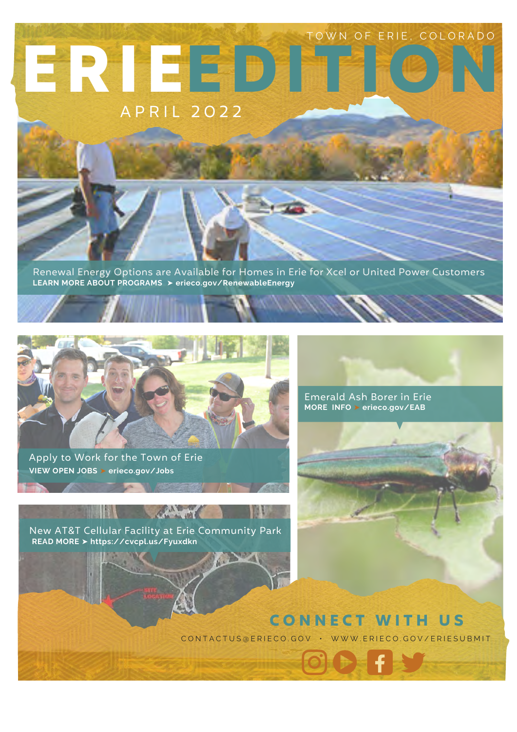TOWN OF ERIE, COLORADO

# ERIE EDITION

APRIL 2022

Renewal Energy Options are Available for Homes in Erie for Xcel or United Power Customers
**LEARN MORE ABOUT PROGRAMS ➤ erieco.gov/RenewableEnergy**

Apply to Work for the Town of Erie
**VIEW OPEN JOBS ➤ erieco.gov/Jobs**

Emerald Ash Borer in Erie
**MORE INFO ➤ erieco.gov/EAB**

New AT&T Cellular Facility at Erie Community Park
**READ MORE ➤ https://cvcpl.us/Fyuxdkn**

## CONNECT WITH US

CONTACTUS@ERIECO.GOV • WWW.ERIECO.GOV/ERIESUBMIT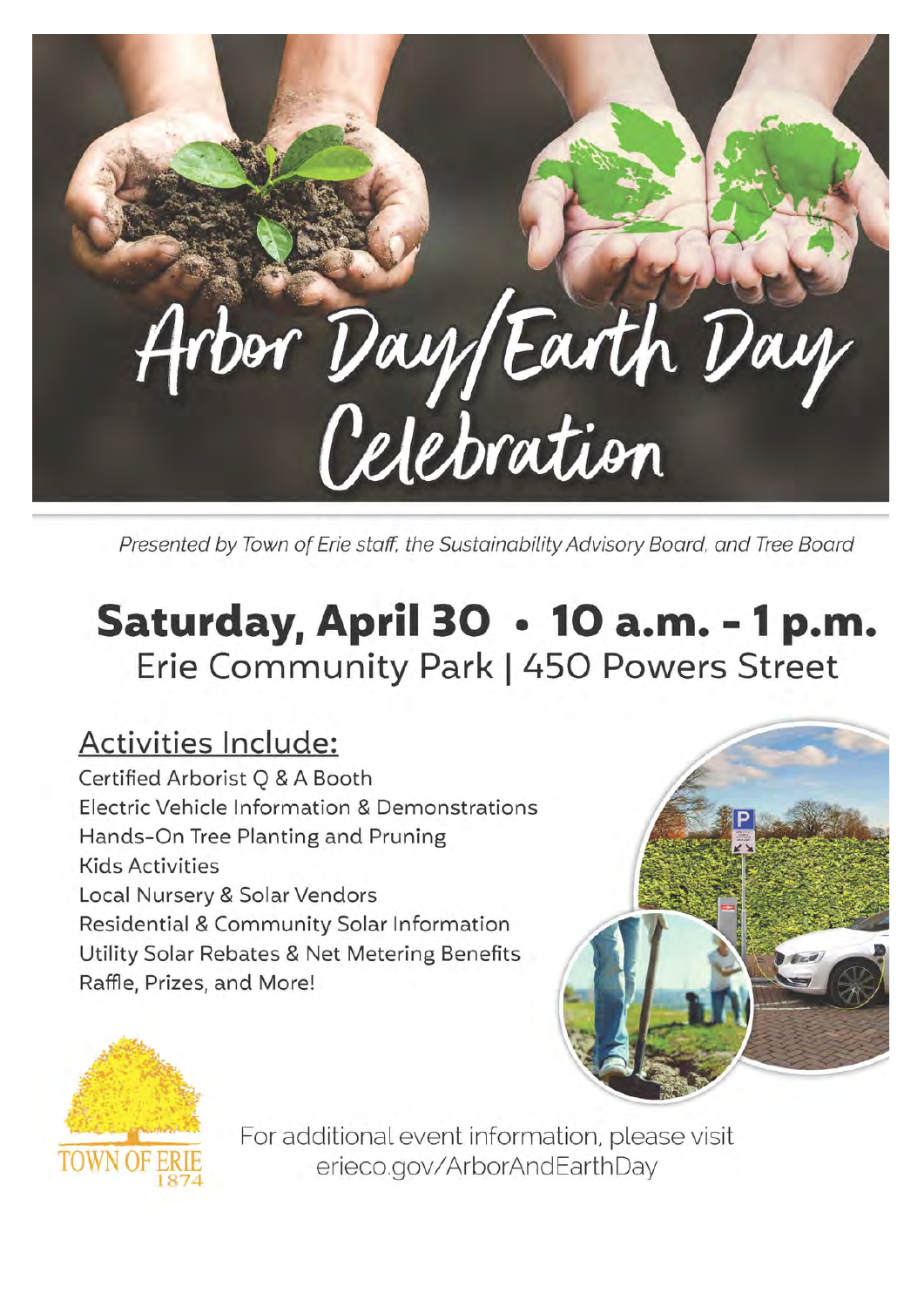# Arbor Day/Earth Day Celebration

*Presented by Town of Erie staff, the Sustainability Advisory Board, and Tree Board*

## Saturday, April 30 • 10 a.m. - 1 p.m.

Erie Community Park | 450 Powers Street

### Activities Include:

Certified Arborist Q & A Booth
Electric Vehicle Information & Demonstrations
Hands-On Tree Planting and Pruning
Kids Activities
Local Nursery & Solar Vendors
Residential & Community Solar Information
Utility Solar Rebates & Net Metering Benefits
Raffle, Prizes, and More!

TOWN OF ERIE
1874

For additional event information, please visit erieco.gov/ArborAndEarthDay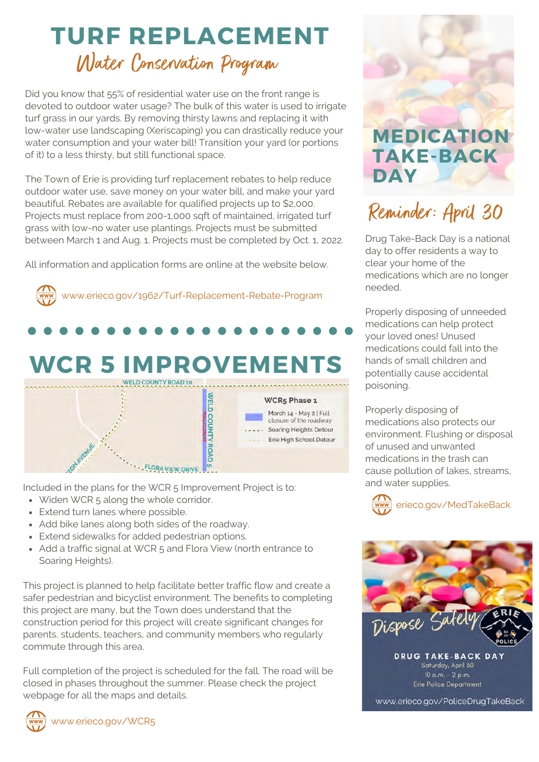# TURF REPLACEMENT

## Water Conservation Program

Did you know that 55% of residential water use on the front range is devoted to outdoor water usage? The bulk of this water is used to irrigate turf grass in our yards. By removing thirsty lawns and replacing it with low-water use landscaping (Xeriscaping) you can drastically reduce your water consumption and your water bill! Transition your yard (or portions of it) to a less thirsty, but still functional space.

The Town of Erie is providing turf replacement rebates to help reduce outdoor water use, save money on your water bill, and make your yard beautiful. Rebates are available for qualified projects up to $2,000. Projects must replace from 200-1,000 sqft of maintained, irrigated turf grass with low-no water use plantings. Projects must be submitted between March 1 and Aug. 1. Projects must be completed by Oct. 1, 2022.

All information and application forms are online at the website below.

www.erieco.gov/1962/Turf-Replacement-Rebate-Program

# WCR 5 IMPROVEMENTS

WELD COUNTY ROAD 10

WELD COUNTY ROAD 5

FULL CLOSURE

ZON AVENUE

FLORA VIEW DRIVE

**WCR5 Phase 1**

- March 14 - May 2 | Full closure of the roadway
- Soaring Heights Detour
- Erie High School Detour

Included in the plans for the WCR 5 Improvement Project is to:

- Widen WCR 5 along the whole corridor.
- Extend turn lanes where possible.
- Add bike lanes along both sides of the roadway.
- Extend sidewalks for added pedestrian options.
- Add a traffic signal at WCR 5 and Flora View (north entrance to Soaring Heights).

This project is planned to help facilitate better traffic flow and create a safer pedestrian and bicyclist environment. The benefits to completing this project are many, but the Town does understand that the construction period for this project will create significant changes for parents, students, teachers, and community members who regularly commute through this area.

Full completion of the project is scheduled for the fall. The road will be closed in phases throughout the summer. Please check the project webpage for all the maps and details.

www.erieco.gov/WCR5

# MEDICATION TAKE-BACK DAY

## Reminder: April 30

Drug Take-Back Day is a national day to offer residents a way to clear your home of the medications which are no longer needed.

Properly disposing of unneeded medications can help protect your loved ones! Unused medications could fall into the hands of small children and potentially cause accidental poisoning.

Properly disposing of medications also protects our environment. Flushing or disposal of unused and unwanted medications in the trash can cause pollution of lakes, streams, and water supplies.

erieco.gov/MedTakeBack

Dispose Safely

ERIE POLICE

**DRUG TAKE-BACK DAY**

Saturday, April 30

10 a.m. - 2 p.m.

Erie Police Department

www.erieco.gov/PoliceDrugTakeBack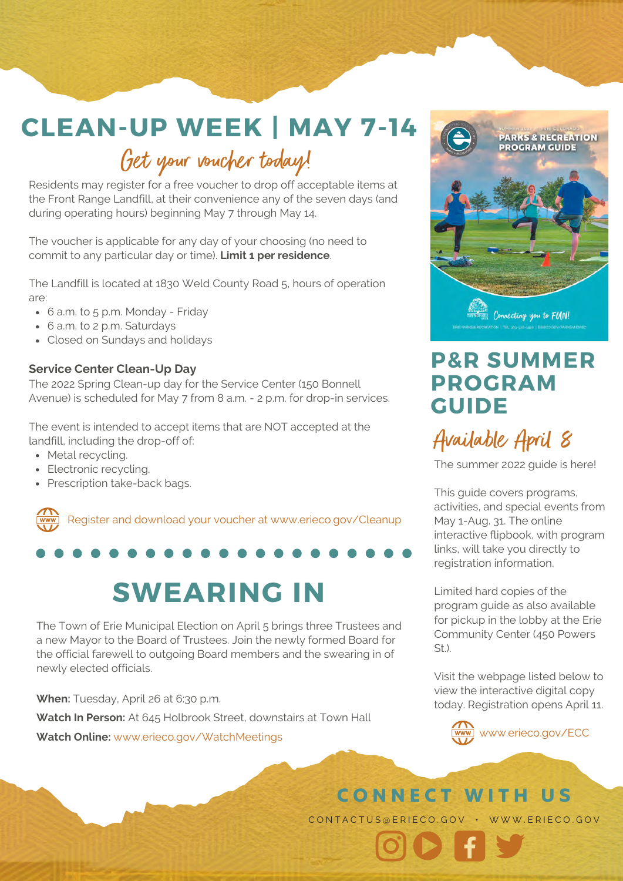# CLEAN-UP WEEK | MAY 7-14

*Get your voucher today!*

Residents may register for a free voucher to drop off acceptable items at the Front Range Landfill, at their convenience any of the seven days (and during operating hours) beginning May 7 through May 14.

The voucher is applicable for any day of your choosing (no need to commit to any particular day or time). **Limit 1 per residence**.

The Landfill is located at 1830 Weld County Road 5, hours of operation are:

- 6 a.m. to 5 p.m. Monday - Friday
- 6 a.m. to 2 p.m. Saturdays
- Closed on Sundays and holidays

### Service Center Clean-Up Day

The 2022 Spring Clean-up day for the Service Center (150 Bonnell Avenue) is scheduled for May 7 from 8 a.m. - 2 p.m. for drop-in services.

The event is intended to accept items that are NOT accepted at the landfill, including the drop-off of:

- Metal recycling.
- Electronic recycling.
- Prescription take-back bags.

Register and download your voucher at www.erieco.gov/Cleanup

# SWEARING IN

The Town of Erie Municipal Election on April 5 brings three Trustees and a new Mayor to the Board of Trustees. Join the newly formed Board for the official farewell to outgoing Board members and the swearing in of newly elected officials.

**When:** Tuesday, April 26 at 6:30 p.m.

**Watch In Person:** At 645 Holbrook Street, downstairs at Town Hall

**Watch Online:** www.erieco.gov/WatchMeetings

# P&R SUMMER PROGRAM GUIDE

*Available April 8*

The summer 2022 guide is here!

This guide covers programs, activities, and special events from May 1-Aug. 31. The online interactive flipbook, with program links, will take you directly to registration information.

Limited hard copies of the program guide as also available for pickup in the lobby at the Erie Community Center (450 Powers St.).

Visit the webpage listed below to view the interactive digital copy today. Registration opens April 11.

www.erieco.gov/ECC

## CONNECT WITH US

CONTACTUS@ERIECO.GOV • WWW.ERIECO.GOV